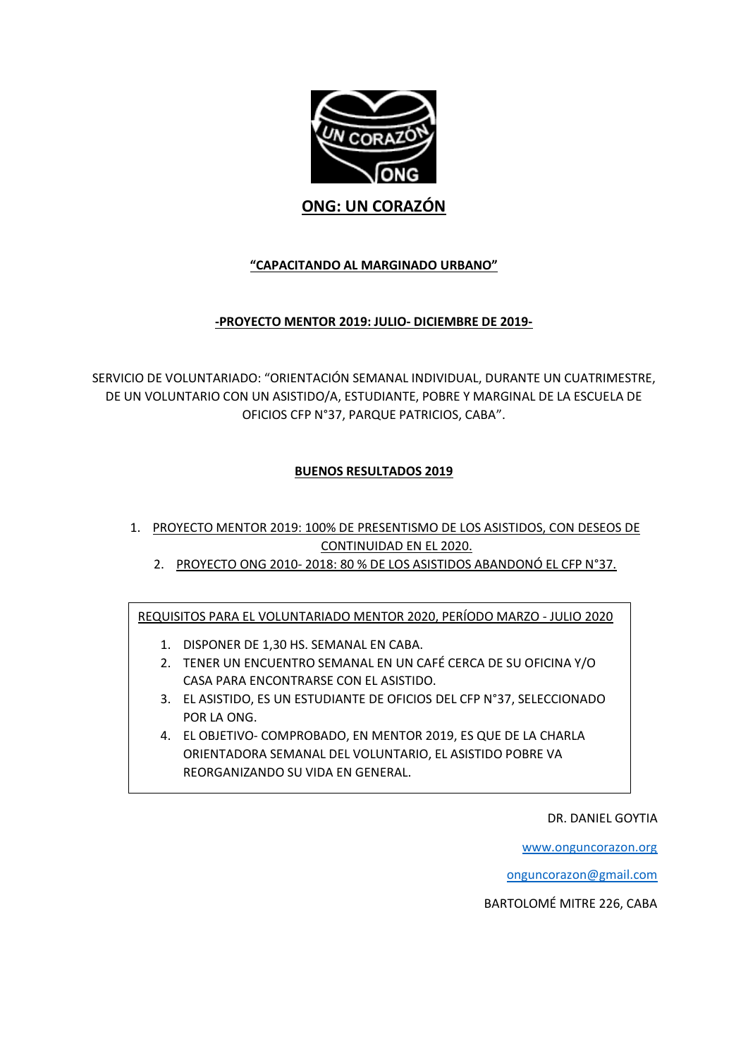# ONG: UN CORAZÓN

## "CAPACITANDO AL MARGINADO URBANO"

### -PROYECTO MENTOR 2019: JULIO- DICIEMBRE DE 2019-

SERVICIO DE VOLUNTARIADO: "ORIENTACIÓN SEMANAL INDIVIDUAL, DURANTE UN CUATRIMESTRE, DE UN VOLUNTARIO CON UN ASISTIDO/A, ESTUDIANTE, POBRE Y MARGINAL DE LA ESCUELA DE OFICIOS CFP N°37, PARQUE PATRICIOS, CABA".

### BUENOS RESULTADOS 2019

1. PROYECTO MENTOR 2019: 100% DE PRESENTISMO DE LOS ASISTIDOS, CON DESEOS DE CONTINUIDAD EN EL 2020.
2. PROYECTO ONG 2010- 2018: 80 % DE LOS ASISTIDOS ABANDONÓ EL CFP N°37.

REQUISITOS PARA EL VOLUNTARIADO MENTOR 2020, PERÍODO MARZO - JULIO 2020

1. DISPONER DE 1,30 HS. SEMANAL EN CABA.
2. TENER UN ENCUENTRO SEMANAL EN UN CAFÉ CERCA DE SU OFICINA Y/O CASA PARA ENCONTRARSE CON EL ASISTIDO.
3. EL ASISTIDO, ES UN ESTUDIANTE DE OFICIOS DEL CFP N°37, SELECCIONADO POR LA ONG.
4. EL OBJETIVO- COMPROBADO, EN MENTOR 2019, ES QUE DE LA CHARLA ORIENTADORA SEMANAL DEL VOLUNTARIO, EL ASISTIDO POBRE VA REORGANIZANDO SU VIDA EN GENERAL.

DR. DANIEL GOYTIA

www.onguncorazon.org

onguncorazon@gmail.com

BARTOLOMÉ MITRE 226, CABA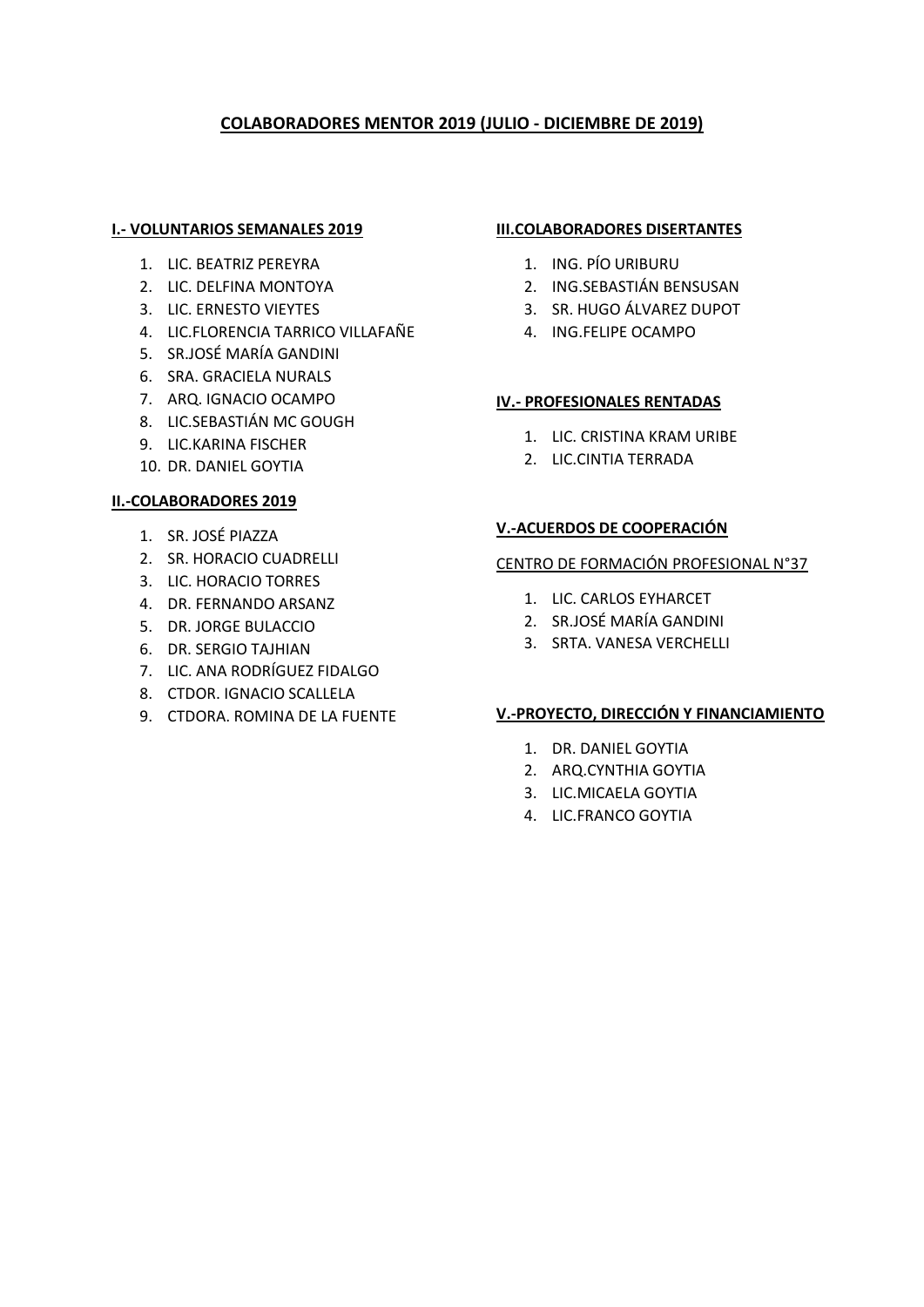# COLABORADORES MENTOR 2019 (JULIO - DICIEMBRE DE 2019)

**I.- VOLUNTARIOS SEMANALES 2019**

1. LIC. BEATRIZ PEREYRA
2. LIC. DELFINA MONTOYA
3. LIC. ERNESTO VIEYTES
4. LIC.FLORENCIA TARRICO VILLAFAÑE
5. SR.JOSÉ MARÍA GANDINI
6. SRA. GRACIELA NURALS
7. ARQ. IGNACIO OCAMPO
8. LIC.SEBASTIÁN MC GOUGH
9. LIC.KARINA FISCHER
10. DR. DANIEL GOYTIA

**II.-COLABORADORES 2019**

1. SR. JOSÉ PIAZZA
2. SR. HORACIO CUADRELLI
3. LIC. HORACIO TORRES
4. DR. FERNANDO ARSANZ
5. DR. JORGE BULACCIO
6. DR. SERGIO TAJHIAN
7. LIC. ANA RODRÍGUEZ FIDALGO
8. CTDOR. IGNACIO SCALLELA
9. CTDORA. ROMINA DE LA FUENTE

**III.COLABORADORES DISERTANTES**

1. ING. PÍO URIBURU
2. ING.SEBASTIÁN BENSUSAN
3. SR. HUGO ÁLVAREZ DUPOT
4. ING.FELIPE OCAMPO

**IV.- PROFESIONALES RENTADAS**

1. LIC. CRISTINA KRAM URIBE
2. LIC.CINTIA TERRADA

**V.-ACUERDOS DE COOPERACIÓN**

CENTRO DE FORMACIÓN PROFESIONAL N°37

1. LIC. CARLOS EYHARCET
2. SR.JOSÉ MARÍA GANDINI
3. SRTA. VANESA VERCHELLI

**V.-PROYECTO, DIRECCIÓN Y FINANCIAMIENTO**

1. DR. DANIEL GOYTIA
2. ARQ.CYNTHIA GOYTIA
3. LIC.MICAELA GOYTIA
4. LIC.FRANCO GOYTIA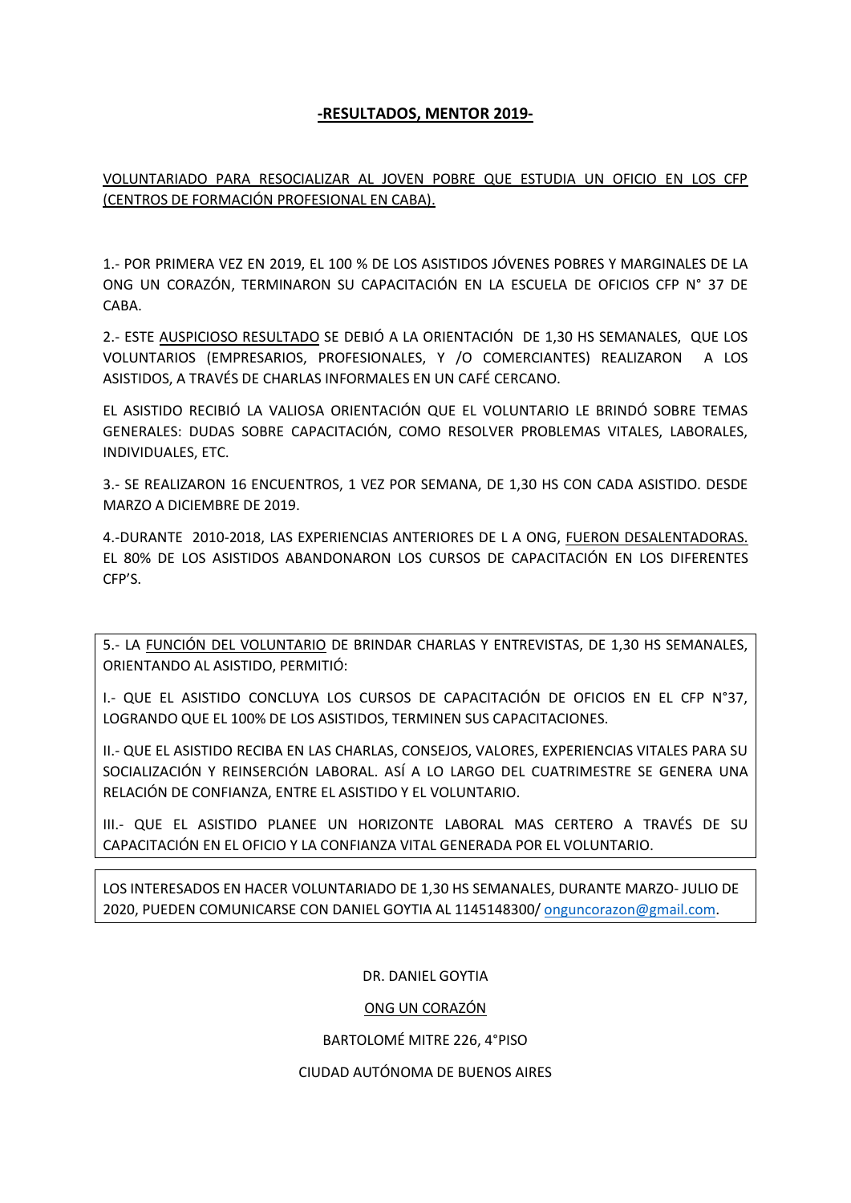**<u>-RESULTADOS, MENTOR 2019-</u>**

<u>VOLUNTARIADO PARA RESOCIALIZAR AL JOVEN POBRE QUE ESTUDIA UN OFICIO EN LOS CFP (CENTROS DE FORMACIÓN PROFESIONAL EN CABA).</u>

1.- POR PRIMERA VEZ EN 2019, EL 100 % DE LOS ASISTIDOS JÓVENES POBRES Y MARGINALES DE LA ONG UN CORAZÓN, TERMINARON SU CAPACITACIÓN EN LA ESCUELA DE OFICIOS CFP N° 37 DE CABA.

2.- ESTE <u>AUSPICIOSO RESULTADO</u> SE DEBIÓ A LA ORIENTACIÓN DE 1,30 HS SEMANALES, QUE LOS VOLUNTARIOS (EMPRESARIOS, PROFESIONALES, Y /O COMERCIANTES) REALIZARON A LOS ASISTIDOS, A TRAVÉS DE CHARLAS INFORMALES EN UN CAFÉ CERCANO.

EL ASISTIDO RECIBIÓ LA VALIOSA ORIENTACIÓN QUE EL VOLUNTARIO LE BRINDÓ SOBRE TEMAS GENERALES: DUDAS SOBRE CAPACITACIÓN, COMO RESOLVER PROBLEMAS VITALES, LABORALES, INDIVIDUALES, ETC.

3.- SE REALIZARON 16 ENCUENTROS, 1 VEZ POR SEMANA, DE 1,30 HS CON CADA ASISTIDO. DESDE MARZO A DICIEMBRE DE 2019.

4.-DURANTE 2010-2018, LAS EXPERIENCIAS ANTERIORES DE L A ONG, <u>FUERON DESALENTADORAS.</u> EL 80% DE LOS ASISTIDOS ABANDONARON LOS CURSOS DE CAPACITACIÓN EN LOS DIFERENTES CFP'S.

5.- LA <u>FUNCIÓN DEL VOLUNTARIO</u> DE BRINDAR CHARLAS Y ENTREVISTAS, DE 1,30 HS SEMANALES, ORIENTANDO AL ASISTIDO, PERMITIÓ:

I.- QUE EL ASISTIDO CONCLUYA LOS CURSOS DE CAPACITACIÓN DE OFICIOS EN EL CFP N°37, LOGRANDO QUE EL 100% DE LOS ASISTIDOS, TERMINEN SUS CAPACITACIONES.

II.- QUE EL ASISTIDO RECIBA EN LAS CHARLAS, CONSEJOS, VALORES, EXPERIENCIAS VITALES PARA SU SOCIALIZACIÓN Y REINSERCIÓN LABORAL. ASÍ A LO LARGO DEL CUATRIMESTRE SE GENERA UNA RELACIÓN DE CONFIANZA, ENTRE EL ASISTIDO Y EL VOLUNTARIO.

III.- QUE EL ASISTIDO PLANEE UN HORIZONTE LABORAL MAS CERTERO A TRAVÉS DE SU CAPACITACIÓN EN EL OFICIO Y LA CONFIANZA VITAL GENERADA POR EL VOLUNTARIO.

LOS INTERESADOS EN HACER VOLUNTARIADO DE 1,30 HS SEMANALES, DURANTE MARZO- JULIO DE 2020, PUEDEN COMUNICARSE CON DANIEL GOYTIA AL 1145148300/ onguncorazon@gmail.com.

DR. DANIEL GOYTIA

<u>ONG UN CORAZÓN</u>

BARTOLOMÉ MITRE 226, 4°PISO

CIUDAD AUTÓNOMA DE BUENOS AIRES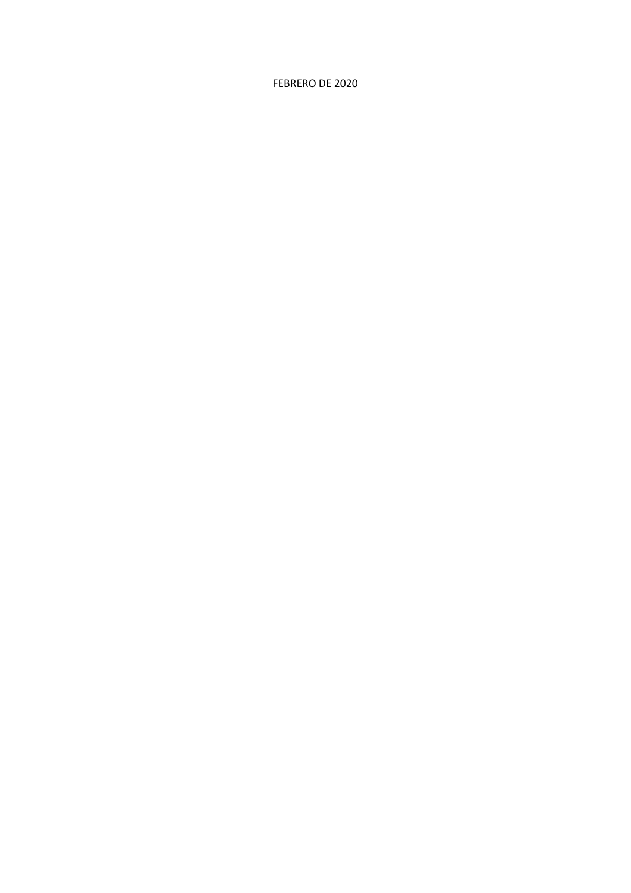FEBRERO DE 2020